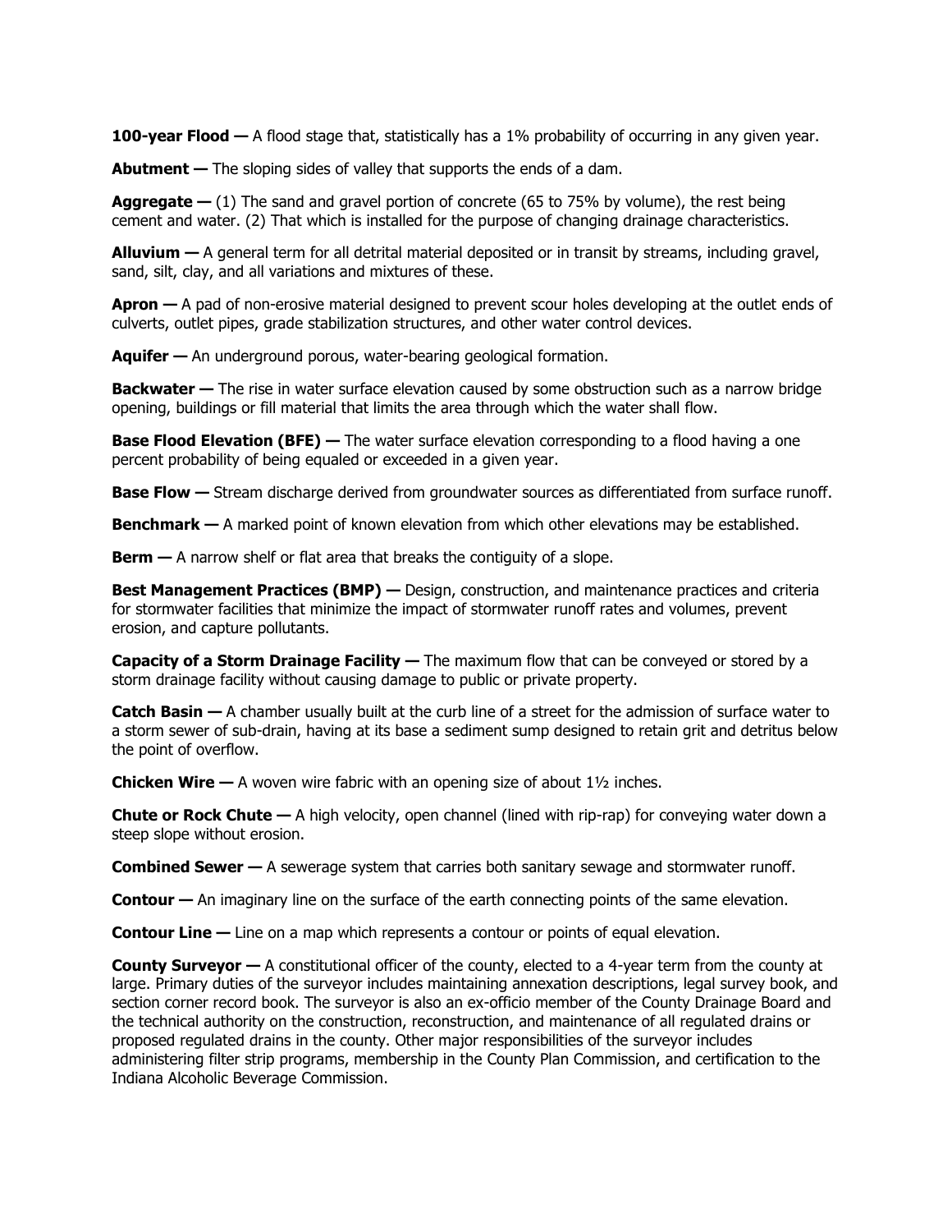**100-year Flood —** A flood stage that, statistically has a 1% probability of occurring in any given year.

**Abutment —** The sloping sides of valley that supports the ends of a dam.

**Aggregate —** (1) The sand and gravel portion of concrete (65 to 75% by volume), the rest being cement and water. (2) That which is installed for the purpose of changing drainage characteristics.

**Alluvium —** A general term for all detrital material deposited or in transit by streams, including gravel, sand, silt, clay, and all variations and mixtures of these.

**Apron —** A pad of non-erosive material designed to prevent scour holes developing at the outlet ends of culverts, outlet pipes, grade stabilization structures, and other water control devices.

**Aquifer —** An underground porous, water-bearing geological formation.

**Backwater —** The rise in water surface elevation caused by some obstruction such as a narrow bridge opening, buildings or fill material that limits the area through which the water shall flow.

**Base Flood Elevation (BFE) —** The water surface elevation corresponding to a flood having a one percent probability of being equaled or exceeded in a given year.

**Base Flow —** Stream discharge derived from groundwater sources as differentiated from surface runoff.

**Benchmark —** A marked point of known elevation from which other elevations may be established.

**Berm —** A narrow shelf or flat area that breaks the contiguity of a slope.

**Best Management Practices (BMP) —** Design, construction, and maintenance practices and criteria for stormwater facilities that minimize the impact of stormwater runoff rates and volumes, prevent erosion, and capture pollutants.

**Capacity of a Storm Drainage Facility —** The maximum flow that can be conveyed or stored by a storm drainage facility without causing damage to public or private property.

**Catch Basin —** A chamber usually built at the curb line of a street for the admission of surface water to a storm sewer of sub-drain, having at its base a sediment sump designed to retain grit and detritus below the point of overflow.

**Chicken Wire —** A woven wire fabric with an opening size of about 1½ inches.

**Chute or Rock Chute —** A high velocity, open channel (lined with rip-rap) for conveying water down a steep slope without erosion.

**Combined Sewer —** A sewerage system that carries both sanitary sewage and stormwater runoff.

**Contour —** An imaginary line on the surface of the earth connecting points of the same elevation.

**Contour Line —** Line on a map which represents a contour or points of equal elevation.

**County Surveyor —** A constitutional officer of the county, elected to a 4-year term from the county at large. Primary duties of the surveyor includes maintaining annexation descriptions, legal survey book, and section corner record book. The surveyor is also an ex-officio member of the County Drainage Board and the technical authority on the construction, reconstruction, and maintenance of all regulated drains or proposed regulated drains in the county. Other major responsibilities of the surveyor includes administering filter strip programs, membership in the County Plan Commission, and certification to the Indiana Alcoholic Beverage Commission.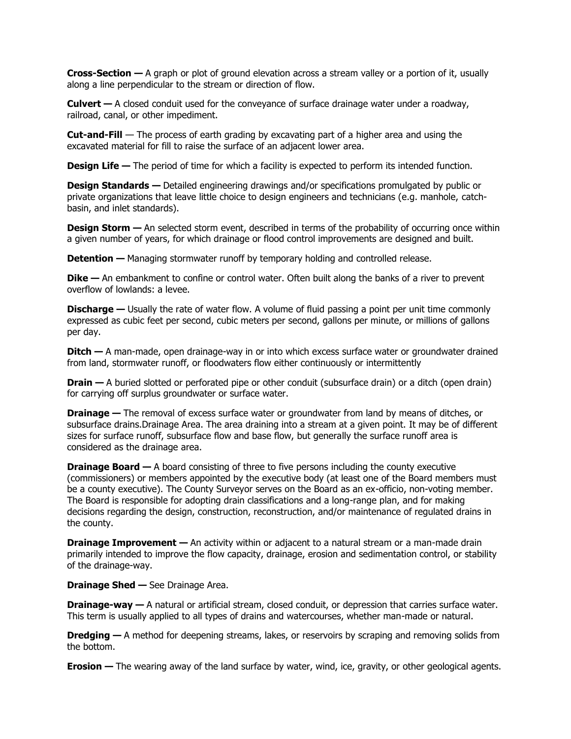**Cross-Section —** A graph or plot of ground elevation across a stream valley or a portion of it, usually along a line perpendicular to the stream or direction of flow.

**Culvert —** A closed conduit used for the conveyance of surface drainage water under a roadway, railroad, canal, or other impediment.

**Cut-and-Fill** — The process of earth grading by excavating part of a higher area and using the excavated material for fill to raise the surface of an adjacent lower area.

**Design Life —** The period of time for which a facility is expected to perform its intended function.

**Design Standards —** Detailed engineering drawings and/or specifications promulgated by public or private organizations that leave little choice to design engineers and technicians (e.g. manhole, catch-basin, and inlet standards).

**Design Storm —** An selected storm event, described in terms of the probability of occurring once within a given number of years, for which drainage or flood control improvements are designed and built.

**Detention —** Managing stormwater runoff by temporary holding and controlled release.

**Dike —** An embankment to confine or control water. Often built along the banks of a river to prevent overflow of lowlands: a levee.

**Discharge —** Usually the rate of water flow. A volume of fluid passing a point per unit time commonly expressed as cubic feet per second, cubic meters per second, gallons per minute, or millions of gallons per day.

**Ditch —** A man-made, open drainage-way in or into which excess surface water or groundwater drained from land, stormwater runoff, or floodwaters flow either continuously or intermittently

**Drain —** A buried slotted or perforated pipe or other conduit (subsurface drain) or a ditch (open drain) for carrying off surplus groundwater or surface water.

**Drainage —** The removal of excess surface water or groundwater from land by means of ditches, or subsurface drains.Drainage Area. The area draining into a stream at a given point. It may be of different sizes for surface runoff, subsurface flow and base flow, but generally the surface runoff area is considered as the drainage area.

**Drainage Board —** A board consisting of three to five persons including the county executive (commissioners) or members appointed by the executive body (at least one of the Board members must be a county executive). The County Surveyor serves on the Board as an ex-officio, non-voting member. The Board is responsible for adopting drain classifications and a long-range plan, and for making decisions regarding the design, construction, reconstruction, and/or maintenance of regulated drains in the county.

**Drainage Improvement —** An activity within or adjacent to a natural stream or a man-made drain primarily intended to improve the flow capacity, drainage, erosion and sedimentation control, or stability of the drainage-way.

**Drainage Shed —** See Drainage Area.

**Drainage-way —** A natural or artificial stream, closed conduit, or depression that carries surface water. This term is usually applied to all types of drains and watercourses, whether man-made or natural.

**Dredging —** A method for deepening streams, lakes, or reservoirs by scraping and removing solids from the bottom.

**Erosion —** The wearing away of the land surface by water, wind, ice, gravity, or other geological agents.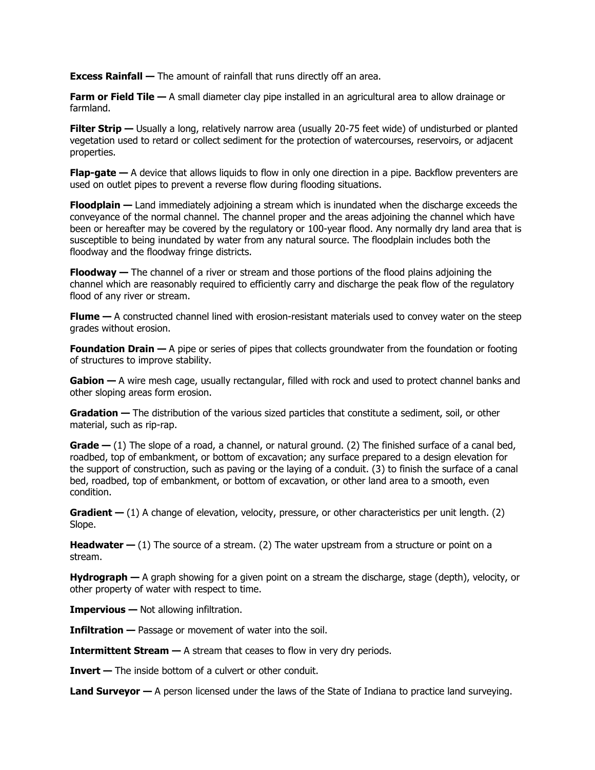**Excess Rainfall —** The amount of rainfall that runs directly off an area.

**Farm or Field Tile —** A small diameter clay pipe installed in an agricultural area to allow drainage or farmland.

**Filter Strip —** Usually a long, relatively narrow area (usually 20-75 feet wide) of undisturbed or planted vegetation used to retard or collect sediment for the protection of watercourses, reservoirs, or adjacent properties.

**Flap-gate —** A device that allows liquids to flow in only one direction in a pipe. Backflow preventers are used on outlet pipes to prevent a reverse flow during flooding situations.

**Floodplain —** Land immediately adjoining a stream which is inundated when the discharge exceeds the conveyance of the normal channel. The channel proper and the areas adjoining the channel which have been or hereafter may be covered by the regulatory or 100-year flood. Any normally dry land area that is susceptible to being inundated by water from any natural source. The floodplain includes both the floodway and the floodway fringe districts.

**Floodway —** The channel of a river or stream and those portions of the flood plains adjoining the channel which are reasonably required to efficiently carry and discharge the peak flow of the regulatory flood of any river or stream.

**Flume —** A constructed channel lined with erosion-resistant materials used to convey water on the steep grades without erosion.

**Foundation Drain —** A pipe or series of pipes that collects groundwater from the foundation or footing of structures to improve stability.

**Gabion —** A wire mesh cage, usually rectangular, filled with rock and used to protect channel banks and other sloping areas form erosion.

**Gradation —** The distribution of the various sized particles that constitute a sediment, soil, or other material, such as rip-rap.

**Grade —** (1) The slope of a road, a channel, or natural ground. (2) The finished surface of a canal bed, roadbed, top of embankment, or bottom of excavation; any surface prepared to a design elevation for the support of construction, such as paving or the laying of a conduit. (3) to finish the surface of a canal bed, roadbed, top of embankment, or bottom of excavation, or other land area to a smooth, even condition.

**Gradient —** (1) A change of elevation, velocity, pressure, or other characteristics per unit length. (2) Slope.

**Headwater —** (1) The source of a stream. (2) The water upstream from a structure or point on a stream.

**Hydrograph —** A graph showing for a given point on a stream the discharge, stage (depth), velocity, or other property of water with respect to time.

**Impervious —** Not allowing infiltration.

**Infiltration —** Passage or movement of water into the soil.

**Intermittent Stream —** A stream that ceases to flow in very dry periods.

**Invert —** The inside bottom of a culvert or other conduit.

**Land Surveyor —** A person licensed under the laws of the State of Indiana to practice land surveying.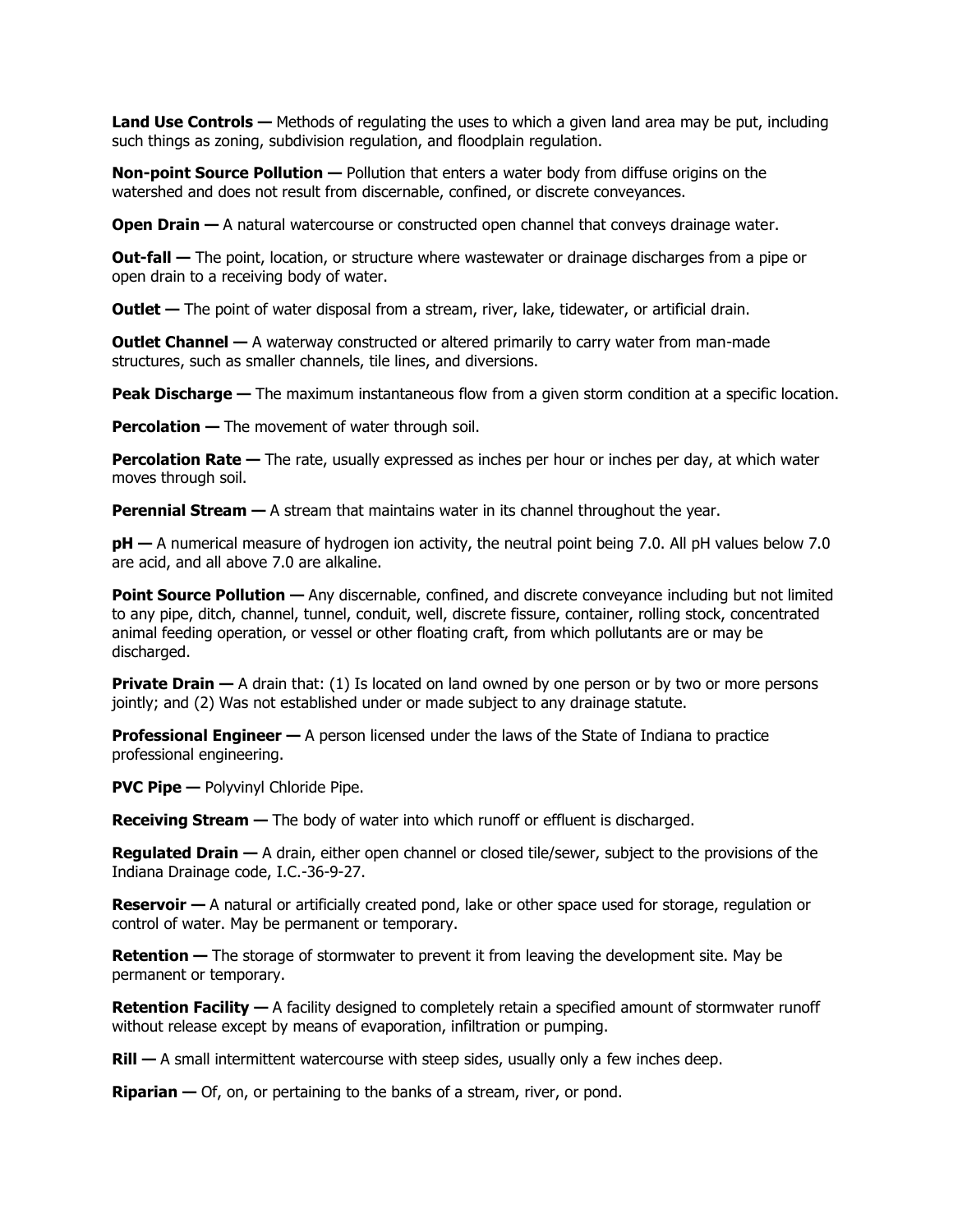**Land Use Controls —** Methods of regulating the uses to which a given land area may be put, including such things as zoning, subdivision regulation, and floodplain regulation.

**Non-point Source Pollution —** Pollution that enters a water body from diffuse origins on the watershed and does not result from discernable, confined, or discrete conveyances.

**Open Drain —** A natural watercourse or constructed open channel that conveys drainage water.

**Out-fall —** The point, location, or structure where wastewater or drainage discharges from a pipe or open drain to a receiving body of water.

**Outlet —** The point of water disposal from a stream, river, lake, tidewater, or artificial drain.

**Outlet Channel —** A waterway constructed or altered primarily to carry water from man-made structures, such as smaller channels, tile lines, and diversions.

**Peak Discharge —** The maximum instantaneous flow from a given storm condition at a specific location.

**Percolation —** The movement of water through soil.

**Percolation Rate —** The rate, usually expressed as inches per hour or inches per day, at which water moves through soil.

**Perennial Stream —** A stream that maintains water in its channel throughout the year.

**pH —** A numerical measure of hydrogen ion activity, the neutral point being 7.0. All pH values below 7.0 are acid, and all above 7.0 are alkaline.

**Point Source Pollution —** Any discernable, confined, and discrete conveyance including but not limited to any pipe, ditch, channel, tunnel, conduit, well, discrete fissure, container, rolling stock, concentrated animal feeding operation, or vessel or other floating craft, from which pollutants are or may be discharged.

**Private Drain —** A drain that: (1) Is located on land owned by one person or by two or more persons jointly; and (2) Was not established under or made subject to any drainage statute.

**Professional Engineer —** A person licensed under the laws of the State of Indiana to practice professional engineering.

**PVC Pipe —** Polyvinyl Chloride Pipe.

**Receiving Stream —** The body of water into which runoff or effluent is discharged.

**Regulated Drain —** A drain, either open channel or closed tile/sewer, subject to the provisions of the Indiana Drainage code, I.C.-36-9-27.

**Reservoir —** A natural or artificially created pond, lake or other space used for storage, regulation or control of water. May be permanent or temporary.

**Retention —** The storage of stormwater to prevent it from leaving the development site. May be permanent or temporary.

**Retention Facility —** A facility designed to completely retain a specified amount of stormwater runoff without release except by means of evaporation, infiltration or pumping.

**Rill —** A small intermittent watercourse with steep sides, usually only a few inches deep.

**Riparian —** Of, on, or pertaining to the banks of a stream, river, or pond.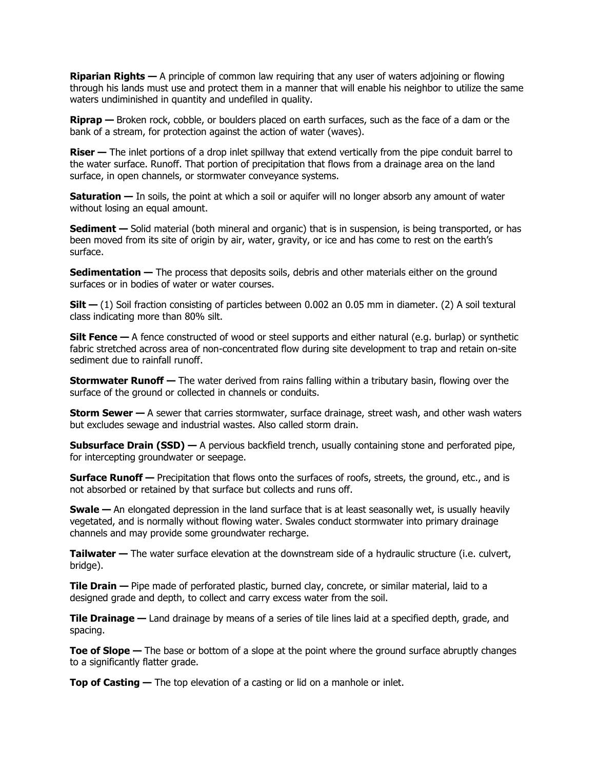**Riparian Rights —** A principle of common law requiring that any user of waters adjoining or flowing through his lands must use and protect them in a manner that will enable his neighbor to utilize the same waters undiminished in quantity and undefiled in quality.

**Riprap —** Broken rock, cobble, or boulders placed on earth surfaces, such as the face of a dam or the bank of a stream, for protection against the action of water (waves).

**Riser —** The inlet portions of a drop inlet spillway that extend vertically from the pipe conduit barrel to the water surface. Runoff. That portion of precipitation that flows from a drainage area on the land surface, in open channels, or stormwater conveyance systems.

**Saturation —** In soils, the point at which a soil or aquifer will no longer absorb any amount of water without losing an equal amount.

**Sediment —** Solid material (both mineral and organic) that is in suspension, is being transported, or has been moved from its site of origin by air, water, gravity, or ice and has come to rest on the earth's surface.

**Sedimentation —** The process that deposits soils, debris and other materials either on the ground surfaces or in bodies of water or water courses.

**Silt —** (1) Soil fraction consisting of particles between 0.002 an 0.05 mm in diameter. (2) A soil textural class indicating more than 80% silt.

**Silt Fence —** A fence constructed of wood or steel supports and either natural (e.g. burlap) or synthetic fabric stretched across area of non-concentrated flow during site development to trap and retain on-site sediment due to rainfall runoff.

**Stormwater Runoff —** The water derived from rains falling within a tributary basin, flowing over the surface of the ground or collected in channels or conduits.

**Storm Sewer —** A sewer that carries stormwater, surface drainage, street wash, and other wash waters but excludes sewage and industrial wastes. Also called storm drain.

**Subsurface Drain (SSD) —** A pervious backfield trench, usually containing stone and perforated pipe, for intercepting groundwater or seepage.

**Surface Runoff —** Precipitation that flows onto the surfaces of roofs, streets, the ground, etc., and is not absorbed or retained by that surface but collects and runs off.

**Swale —** An elongated depression in the land surface that is at least seasonally wet, is usually heavily vegetated, and is normally without flowing water. Swales conduct stormwater into primary drainage channels and may provide some groundwater recharge.

**Tailwater —** The water surface elevation at the downstream side of a hydraulic structure (i.e. culvert, bridge).

**Tile Drain —** Pipe made of perforated plastic, burned clay, concrete, or similar material, laid to a designed grade and depth, to collect and carry excess water from the soil.

**Tile Drainage —** Land drainage by means of a series of tile lines laid at a specified depth, grade, and spacing.

**Toe of Slope —** The base or bottom of a slope at the point where the ground surface abruptly changes to a significantly flatter grade.

**Top of Casting —** The top elevation of a casting or lid on a manhole or inlet.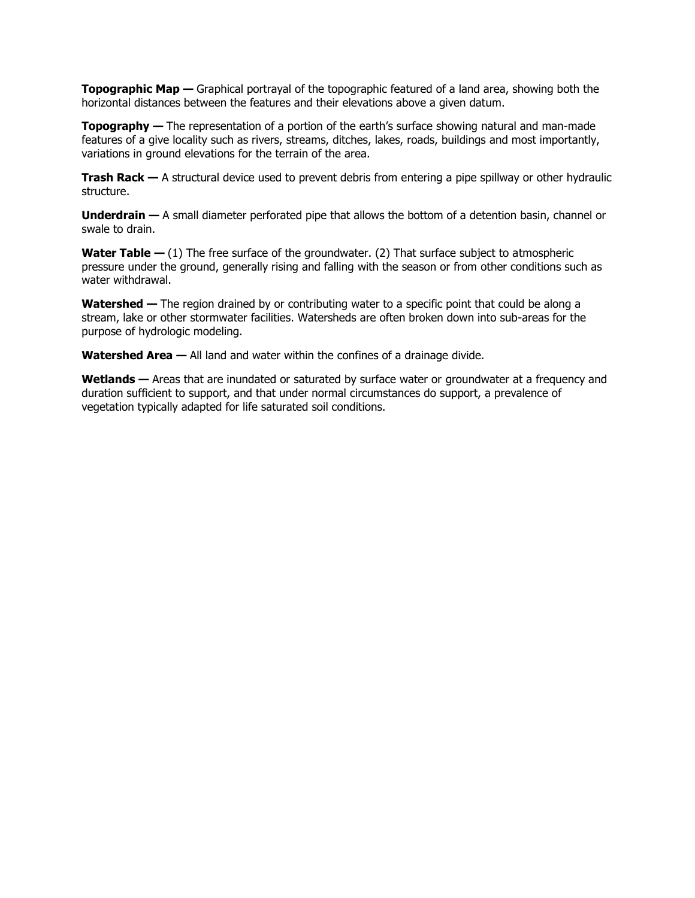**Topographic Map —** Graphical portrayal of the topographic featured of a land area, showing both the horizontal distances between the features and their elevations above a given datum.

**Topography —** The representation of a portion of the earth's surface showing natural and man-made features of a give locality such as rivers, streams, ditches, lakes, roads, buildings and most importantly, variations in ground elevations for the terrain of the area.

**Trash Rack —** A structural device used to prevent debris from entering a pipe spillway or other hydraulic structure.

**Underdrain —** A small diameter perforated pipe that allows the bottom of a detention basin, channel or swale to drain.

**Water Table —** (1) The free surface of the groundwater. (2) That surface subject to atmospheric pressure under the ground, generally rising and falling with the season or from other conditions such as water withdrawal.

**Watershed —** The region drained by or contributing water to a specific point that could be along a stream, lake or other stormwater facilities. Watersheds are often broken down into sub-areas for the purpose of hydrologic modeling.

**Watershed Area —** All land and water within the confines of a drainage divide.

**Wetlands —** Areas that are inundated or saturated by surface water or groundwater at a frequency and duration sufficient to support, and that under normal circumstances do support, a prevalence of vegetation typically adapted for life saturated soil conditions.